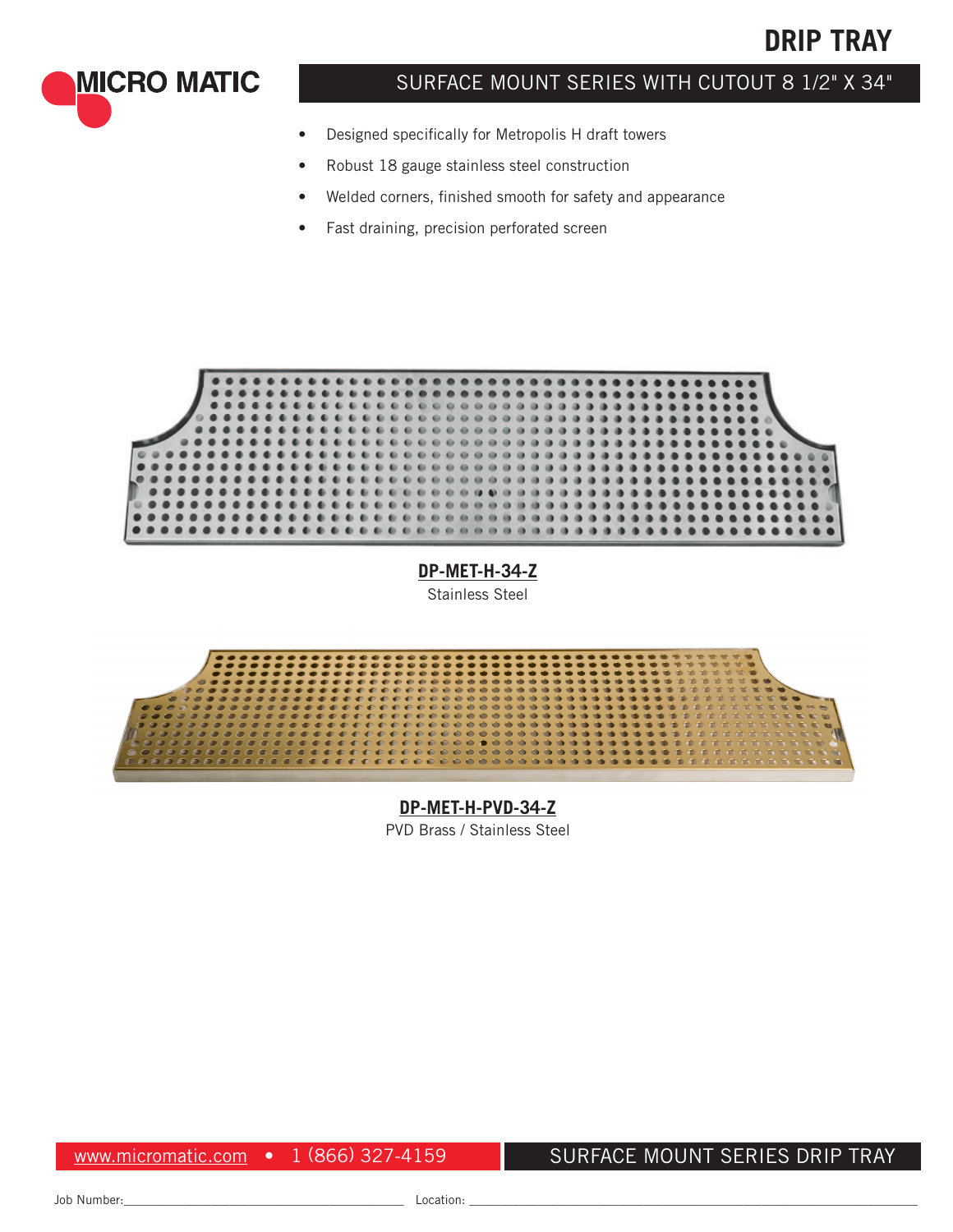# DRIP TRAY

MICRO MATIC

## SURFACE MOUNT SERIES WITH CUTOUT 8 1/2" X 34"

- Designed specifically for Metropolis H draft towers
- Robust 18 gauge stainless steel construction
- Welded corners, finished smooth for safety and appearance
- Fast draining, precision perforated screen

**DP-MET-H-34-Z**
Stainless Steel

**DP-MET-H-PVD-34-Z**
PVD Brass / Stainless Steel

www.micromatic.com • 1 (866) 327-4159

SURFACE MOUNT SERIES DRIP TRAY

Job Number:\_\_\_\_\_\_\_\_\_\_\_\_\_\_\_\_\_\_\_\_\_\_\_\_\_\_\_\_\_\_ Location: \_\_\_\_\_\_\_\_\_\_\_\_\_\_\_\_\_\_\_\_\_\_\_\_\_\_\_\_\_\_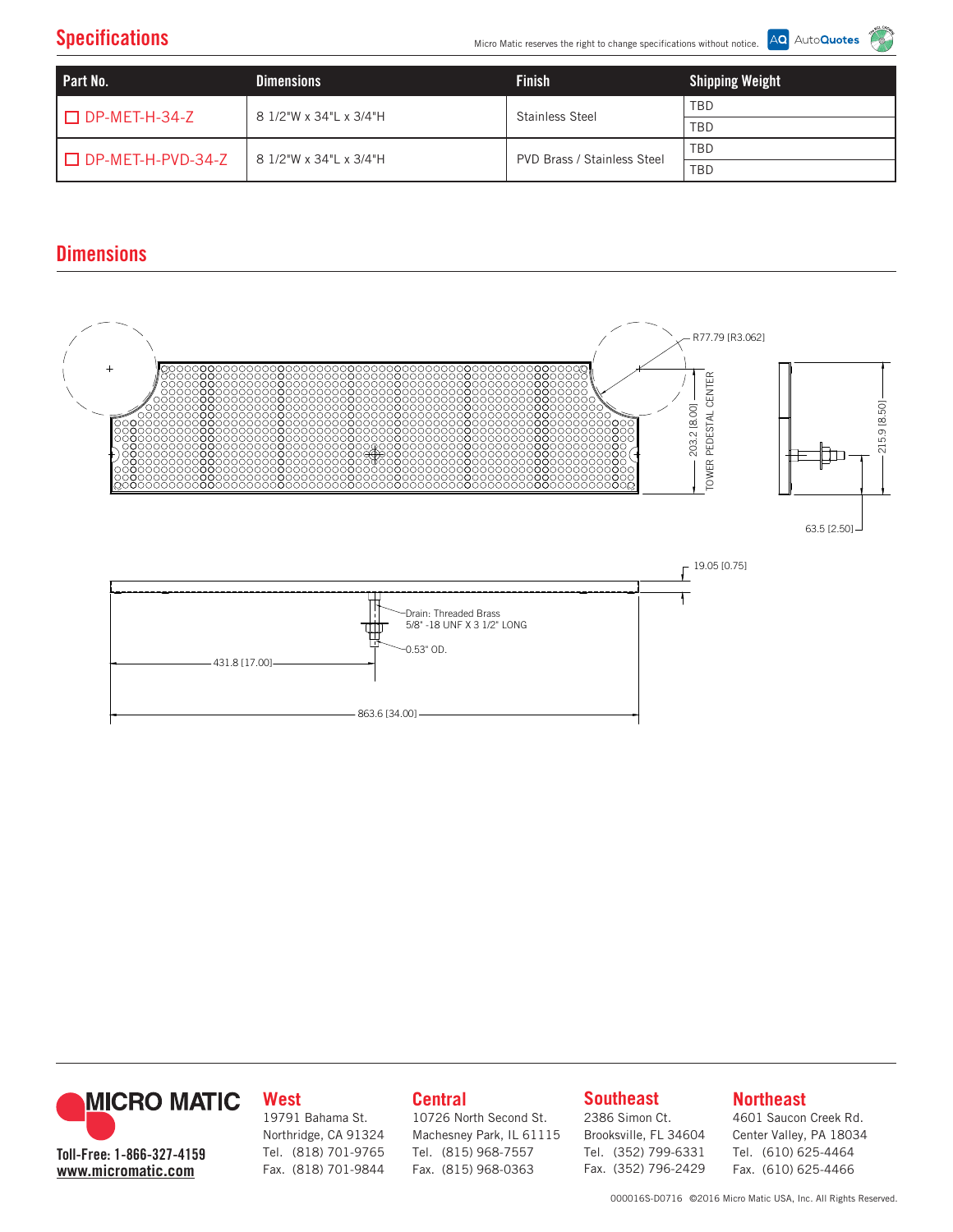## Specifications

Micro Matic reserves the right to change specifications without notice.

| Part No. | Dimensions | Finish | Shipping Weight |
|---|---|---|---|
| ☐ DP-MET-H-34-Z | 8 1/2"W x 34"L x 3/4"H | Stainless Steel | TBD |
| | | | TBD |
| ☐ DP-MET-H-PVD-34-Z | 8 1/2"W x 34"L x 3/4"H | PVD Brass / Stainless Steel | TBD |
| | | | TBD |

## Dimensions

R77.79 [R3.062]

203.2 [8.00]

TOWER PEDESTAL CENTER

215.9 [8.50]

63.5 [2.50]

19.05 [0.75]

Drain: Threaded Brass
5/8" -18 UNF X 3 1/2" LONG

0.53" OD.

431.8 [17.00]

863.6 [34.00]

**MICRO MATIC**

**Toll-Free: 1-866-327-4159**
**www.micromatic.com**

**West**
19791 Bahama St.
Northridge, CA 91324
Tel. (818) 701-9765
Fax. (818) 701-9844

**Central**
10726 North Second St.
Machesney Park, IL 61115
Tel. (815) 968-7557
Fax. (815) 968-0363

**Southeast**
2386 Simon Ct.
Brooksville, FL 34604
Tel. (352) 799-6331
Fax. (352) 796-2429

**Northeast**
4601 Saucon Creek Rd.
Center Valley, PA 18034
Tel. (610) 625-4464
Fax. (610) 625-4466

000016S-D0716 ©2016 Micro Matic USA, Inc. All Rights Reserved.